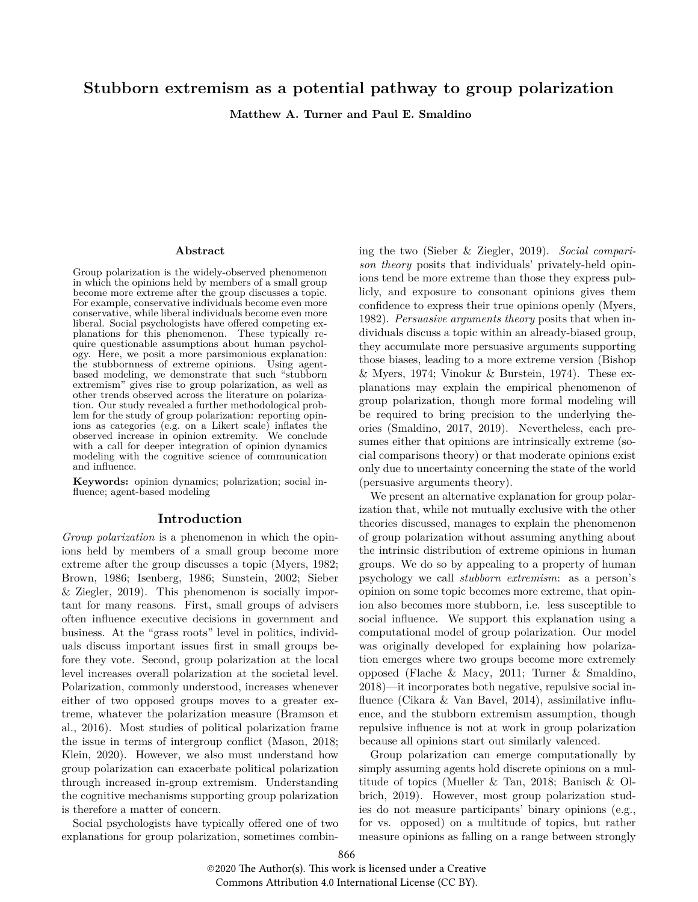# Stubborn extremism as a potential pathway to group polarization

**Matthew A. Turner and Paul E. Smaldino**

## Abstract

Group polarization is the widely-observed phenomenon in which the opinions held by members of a small group become more extreme after the group discusses a topic. For example, conservative individuals become even more conservative, while liberal individuals become even more liberal. Social psychologists have offered competing explanations for this phenomenon. These typically require questionable assumptions about human psychology. Here, we posit a more parsimonious explanation: the stubbornness of extreme opinions. Using agent-based modeling, we demonstrate that such "stubborn extremism" gives rise to group polarization, as well as other trends observed across the literature on polarization. Our study revealed a further methodological problem for the study of group polarization: reporting opinions as categories (e.g. on a Likert scale) inflates the observed increase in opinion extremity. We conclude with a call for deeper integration of opinion dynamics modeling with the cognitive science of communication and influence.

**Keywords:** opinion dynamics; polarization; social influence; agent-based modeling

## Introduction

*Group polarization* is a phenomenon in which the opinions held by members of a small group become more extreme after the group discusses a topic (Myers, 1982; Brown, 1986; Isenberg, 1986; Sunstein, 2002; Sieber & Ziegler, 2019). This phenomenon is socially important for many reasons. First, small groups of advisers often influence executive decisions in government and business. At the "grass roots" level in politics, individuals discuss important issues first in small groups before they vote. Second, group polarization at the local level increases overall polarization at the societal level. Polarization, commonly understood, increases whenever either of two opposed groups moves to a greater extreme, whatever the polarization measure (Bramson et al., 2016). Most studies of political polarization frame the issue in terms of intergroup conflict (Mason, 2018; Klein, 2020). However, we also must understand how group polarization can exacerbate political polarization through increased in-group extremism. Understanding the cognitive mechanisms supporting group polarization is therefore a matter of concern.

Social psychologists have typically offered one of two explanations for group polarization, sometimes combining the two (Sieber & Ziegler, 2019). *Social comparison theory* posits that individuals' privately-held opinions tend be more extreme than those they express publicly, and exposure to consonant opinions gives them confidence to express their true opinions openly (Myers, 1982). *Persuasive arguments theory* posits that when individuals discuss a topic within an already-biased group, they accumulate more persuasive arguments supporting those biases, leading to a more extreme version (Bishop & Myers, 1974; Vinokur & Burstein, 1974). These explanations may explain the empirical phenomenon of group polarization, though more formal modeling will be required to bring precision to the underlying theories (Smaldino, 2017, 2019). Nevertheless, each presumes either that opinions are intrinsically extreme (social comparisons theory) or that moderate opinions exist only due to uncertainty concerning the state of the world (persuasive arguments theory).

We present an alternative explanation for group polarization that, while not mutually exclusive with the other theories discussed, manages to explain the phenomenon of group polarization without assuming anything about the intrinsic distribution of extreme opinions in human groups. We do so by appealing to a property of human psychology we call *stubborn extremism*: as a person's opinion on some topic becomes more extreme, that opinion also becomes more stubborn, i.e. less susceptible to social influence. We support this explanation using a computational model of group polarization. Our model was originally developed for explaining how polarization emerges where two groups become more extremely opposed (Flache & Macy, 2011; Turner & Smaldino, 2018)—it incorporates both negative, repulsive social influence (Cikara & Van Bavel, 2014), assimilative influence, and the stubborn extremism assumption, though repulsive influence is not at work in group polarization because all opinions start out similarly valenced.

Group polarization can emerge computationally by simply assuming agents hold discrete opinions on a multitude of topics (Mueller & Tan, 2018; Banisch & Olbrich, 2019). However, most group polarization studies do not measure participants' binary opinions (e.g., for vs. opposed) on a multitude of topics, but rather measure opinions as falling on a range between strongly

©2020 The Author(s). This work is licensed under a Creative Commons Attribution 4.0 International License (CC BY).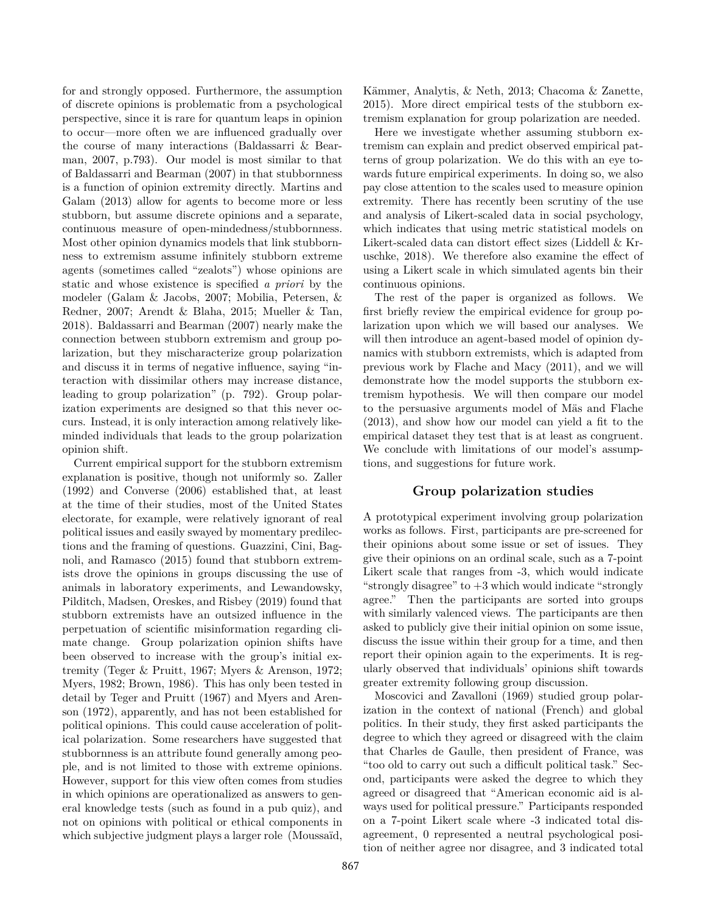for and strongly opposed. Furthermore, the assumption of discrete opinions is problematic from a psychological perspective, since it is rare for quantum leaps in opinion to occur—more often we are influenced gradually over the course of many interactions (Baldassarri & Bearman, 2007, p.793). Our model is most similar to that of Baldassarri and Bearman (2007) in that stubbornness is a function of opinion extremity directly. Martins and Galam (2013) allow for agents to become more or less stubborn, but assume discrete opinions and a separate, continuous measure of open-mindedness/stubbornness. Most other opinion dynamics models that link stubbornness to extremism assume infinitely stubborn extreme agents (sometimes called "zealots") whose opinions are static and whose existence is specified *a priori* by the modeler (Galam & Jacobs, 2007; Mobilia, Petersen, & Redner, 2007; Arendt & Blaha, 2015; Mueller & Tan, 2018). Baldassarri and Bearman (2007) nearly make the connection between stubborn extremism and group polarization, but they mischaracterize group polarization and discuss it in terms of negative influence, saying "interaction with dissimilar others may increase distance, leading to group polarization" (p. 792). Group polarization experiments are designed so that this never occurs. Instead, it is only interaction among relatively like-minded individuals that leads to the group polarization opinion shift.

Current empirical support for the stubborn extremism explanation is positive, though not uniformly so. Zaller (1992) and Converse (2006) established that, at least at the time of their studies, most of the United States electorate, for example, were relatively ignorant of real political issues and easily swayed by momentary predilections and the framing of questions. Guazzini, Cini, Bagnoli, and Ramasco (2015) found that stubborn extremists drove the opinions in groups discussing the use of animals in laboratory experiments, and Lewandowsky, Pilditch, Madsen, Oreskes, and Risbey (2019) found that stubborn extremists have an outsized influence in the perpetuation of scientific misinformation regarding climate change. Group polarization opinion shifts have been observed to increase with the group's initial extremity (Teger & Pruitt, 1967; Myers & Arenson, 1972; Myers, 1982; Brown, 1986). This has only been tested in detail by Teger and Pruitt (1967) and Myers and Arenson (1972), apparently, and has not been established for political opinions. This could cause acceleration of political polarization. Some researchers have suggested that stubbornness is an attribute found generally among people, and is not limited to those with extreme opinions. However, support for this view often comes from studies in which opinions are operationalized as answers to general knowledge tests (such as found in a pub quiz), and not on opinions with political or ethical components in which subjective judgment plays a larger role (Moussaïd, Kämmer, Analytis, & Neth, 2013; Chacoma & Zanette, 2015). More direct empirical tests of the stubborn extremism explanation for group polarization are needed.

Here we investigate whether assuming stubborn extremism can explain and predict observed empirical patterns of group polarization. We do this with an eye towards future empirical experiments. In doing so, we also pay close attention to the scales used to measure opinion extremity. There has recently been scrutiny of the use and analysis of Likert-scaled data in social psychology, which indicates that using metric statistical models on Likert-scaled data can distort effect sizes (Liddell & Kruschke, 2018). We therefore also examine the effect of using a Likert scale in which simulated agents bin their continuous opinions.

The rest of the paper is organized as follows. We first briefly review the empirical evidence for group polarization upon which we will based our analyses. We will then introduce an agent-based model of opinion dynamics with stubborn extremists, which is adapted from previous work by Flache and Macy (2011), and we will demonstrate how the model supports the stubborn extremism hypothesis. We will then compare our model to the persuasive arguments model of Mäs and Flache (2013), and show how our model can yield a fit to the empirical dataset they test that is at least as congruent. We conclude with limitations of our model's assumptions, and suggestions for future work.

## Group polarization studies

A prototypical experiment involving group polarization works as follows. First, participants are pre-screened for their opinions about some issue or set of issues. They give their opinions on an ordinal scale, such as a 7-point Likert scale that ranges from -3, which would indicate "strongly disagree" to +3 which would indicate "strongly agree." Then the participants are sorted into groups with similarly valenced views. The participants are then asked to publicly give their initial opinion on some issue, discuss the issue within their group for a time, and then report their opinion again to the experiments. It is regularly observed that individuals' opinions shift towards greater extremity following group discussion.

Moscovici and Zavalloni (1969) studied group polarization in the context of national (French) and global politics. In their study, they first asked participants the degree to which they agreed or disagreed with the claim that Charles de Gaulle, then president of France, was "too old to carry out such a difficult political task." Second, participants were asked the degree to which they agreed or disagreed that "American economic aid is always used for political pressure." Participants responded on a 7-point Likert scale where -3 indicated total disagreement, 0 represented a neutral psychological position of neither agree nor disagree, and 3 indicated total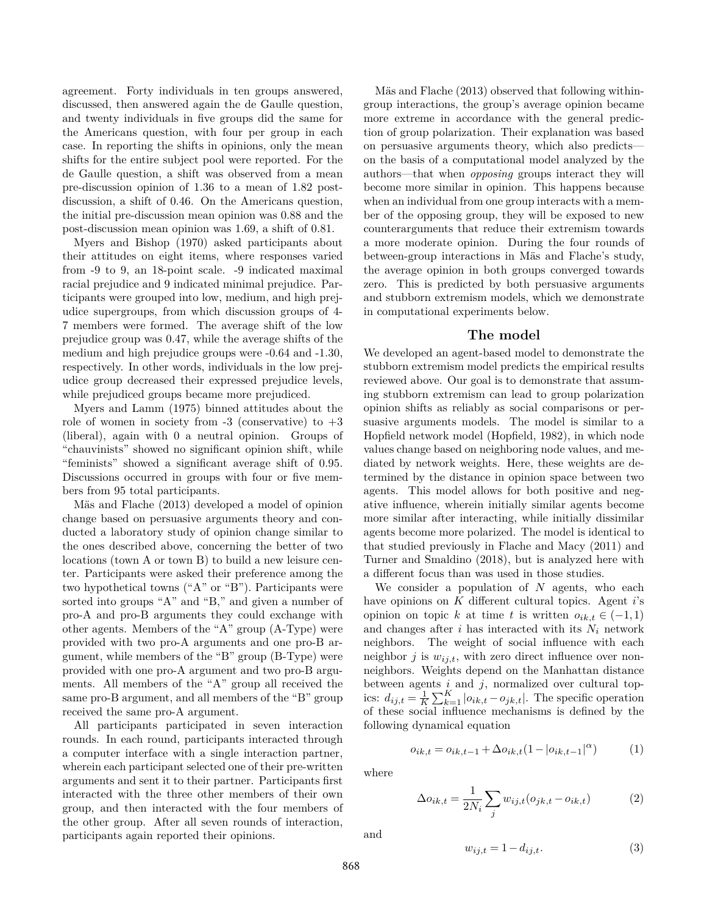agreement. Forty individuals in ten groups answered, discussed, then answered again the de Gaulle question, and twenty individuals in five groups did the same for the Americans question, with four per group in each case. In reporting the shifts in opinions, only the mean shifts for the entire subject pool were reported. For the de Gaulle question, a shift was observed from a mean pre-discussion opinion of 1.36 to a mean of 1.82 post-discussion, a shift of 0.46. On the Americans question, the initial pre-discussion mean opinion was 0.88 and the post-discussion mean opinion was 1.69, a shift of 0.81.

Myers and Bishop (1970) asked participants about their attitudes on eight items, where responses varied from -9 to 9, an 18-point scale. -9 indicated maximal racial prejudice and 9 indicated minimal prejudice. Participants were grouped into low, medium, and high prejudice supergroups, from which discussion groups of 4-7 members were formed. The average shift of the low prejudice group was 0.47, while the average shifts of the medium and high prejudice groups were -0.64 and -1.30, respectively. In other words, individuals in the low prejudice group decreased their expressed prejudice levels, while prejudiced groups became more prejudiced.

Myers and Lamm (1975) binned attitudes about the role of women in society from -3 (conservative) to +3 (liberal), again with 0 a neutral opinion. Groups of "chauvinists" showed no significant opinion shift, while "feminists" showed a significant average shift of 0.95. Discussions occurred in groups with four or five members from 95 total participants.

Mäs and Flache (2013) developed a model of opinion change based on persuasive arguments theory and conducted a laboratory study of opinion change similar to the ones described above, concerning the better of two locations (town A or town B) to build a new leisure center. Participants were asked their preference among the two hypothetical towns ("A" or "B"). Participants were sorted into groups "A" and "B," and given a number of pro-A and pro-B arguments they could exchange with other agents. Members of the "A" group (A-Type) were provided with two pro-A arguments and one pro-B argument, while members of the "B" group (B-Type) were provided with one pro-A argument and two pro-B arguments. All members of the "A" group all received the same pro-B argument, and all members of the "B" group received the same pro-A argument.

All participants participated in seven interaction rounds. In each round, participants interacted through a computer interface with a single interaction partner, wherein each participant selected one of their pre-written arguments and sent it to their partner. Participants first interacted with the three other members of their own group, and then interacted with the four members of the other group. After all seven rounds of interaction, participants again reported their opinions.

Mäs and Flache (2013) observed that following within-group interactions, the group's average opinion became more extreme in accordance with the general prediction of group polarization. Their explanation was based on persuasive arguments theory, which also predicts—on the basis of a computational model analyzed by the authors—that when *opposing* groups interact they will become more similar in opinion. This happens because when an individual from one group interacts with a member of the opposing group, they will be exposed to new counterarguments that reduce their extremism towards a more moderate opinion. During the four rounds of between-group interactions in Mäs and Flache's study, the average opinion in both groups converged towards zero. This is predicted by both persuasive arguments and stubborn extremism models, which we demonstrate in computational experiments below.

## The model

We developed an agent-based model to demonstrate the stubborn extremism model predicts the empirical results reviewed above. Our goal is to demonstrate that assuming stubborn extremism can lead to group polarization opinion shifts as reliably as social comparisons or persuasive arguments models. The model is similar to a Hopfield network model (Hopfield, 1982), in which node values change based on neighboring node values, and mediated by network weights. Here, these weights are determined by the distance in opinion space between two agents. This model allows for both positive and negative influence, wherein initially similar agents become more similar after interacting, while initially dissimilar agents become more polarized. The model is identical to that studied previously in Flache and Macy (2011) and Turner and Smaldino (2018), but is analyzed here with a different focus than was used in those studies.

We consider a population of $N$ agents, who each have opinions on $K$ different cultural topics. Agent $i$'s opinion on topic $k$ at time $t$ is written $o_{ik,t} \in (-1, 1)$ and changes after $i$ has interacted with its $N_i$ network neighbors. The weight of social influence with each neighbor $j$ is $w_{ij,t}$, with zero direct influence over non-neighbors. Weights depend on the Manhattan distance between agents $i$ and $j$, normalized over cultural topics: $d_{ij,t} = \frac{1}{K}\sum_{k=1}^{K}|o_{ik,t} - o_{jk,t}|$. The specific operation of these social influence mechanisms is defined by the following dynamical equation

$$o_{ik,t} = o_{ik,t-1} + \Delta o_{ik,t}(1 - |o_{ik,t-1}|^{\alpha}) \tag{1}$$

where

$$\Delta o_{ik,t} = \frac{1}{2N_i}\sum_{j} w_{ij,t}(o_{jk,t} - o_{ik,t}) \tag{2}$$

and

$$w_{ij,t} = 1 - d_{ij,t}. \tag{3}$$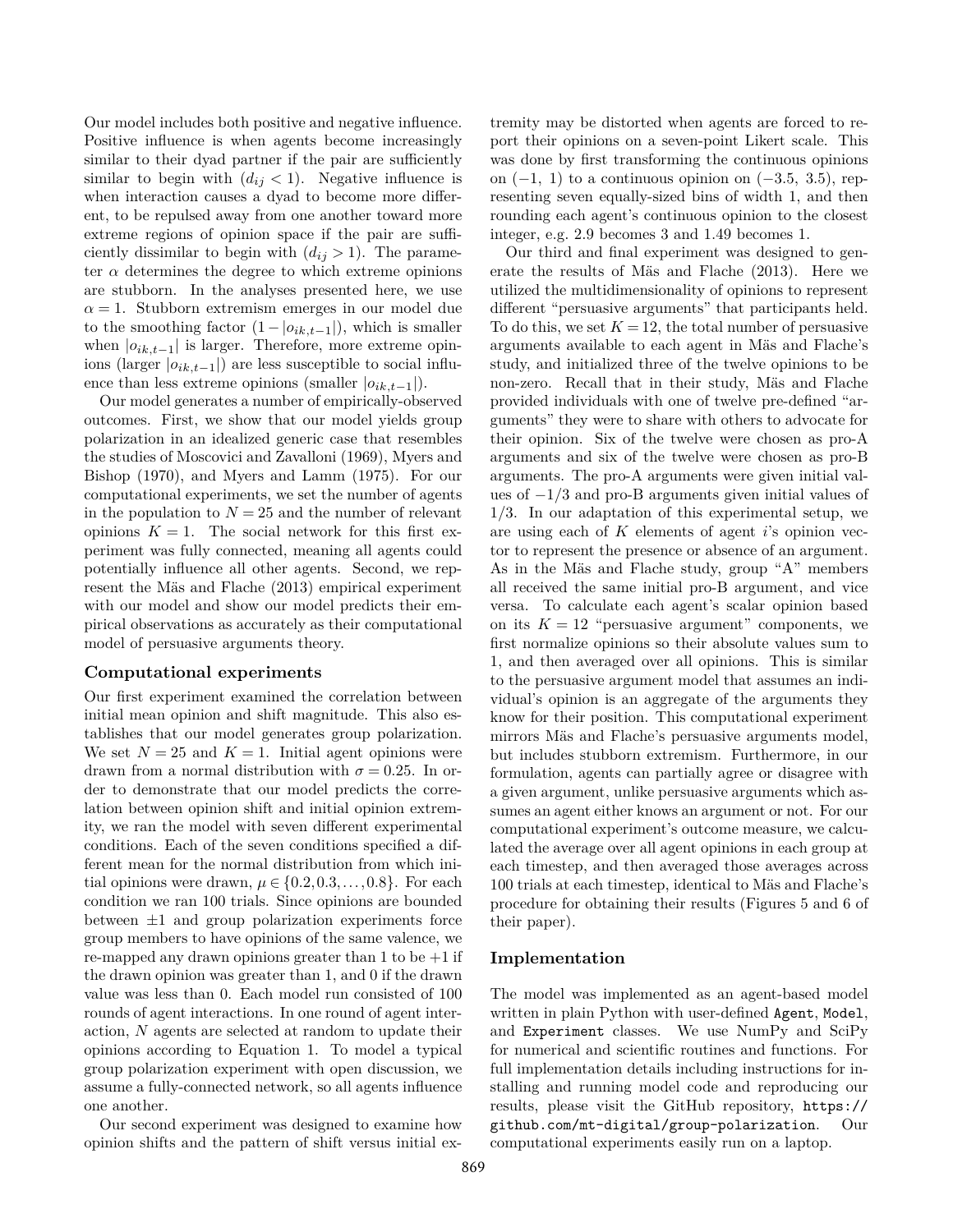Our model includes both positive and negative influence. Positive influence is when agents become increasingly similar to their dyad partner if the pair are sufficiently similar to begin with ($d_{ij} < 1$). Negative influence is when interaction causes a dyad to become more different, to be repulsed away from one another toward more extreme regions of opinion space if the pair are sufficiently dissimilar to begin with ($d_{ij} > 1$). The parameter $\alpha$ determines the degree to which extreme opinions are stubborn. In the analyses presented here, we use $\alpha = 1$. Stubborn extremism emerges in our model due to the smoothing factor $(1 - |o_{ik,t-1}|)$, which is smaller when $|o_{ik,t-1}|$ is larger. Therefore, more extreme opinions (larger $|o_{ik,t-1}|$) are less susceptible to social influence than less extreme opinions (smaller $|o_{ik,t-1}|$).

Our model generates a number of empirically-observed outcomes. First, we show that our model yields group polarization in an idealized generic case that resembles the studies of Moscovici and Zavalloni (1969), Myers and Bishop (1970), and Myers and Lamm (1975). For our computational experiments, we set the number of agents in the population to $N = 25$ and the number of relevant opinions $K = 1$. The social network for this first experiment was fully connected, meaning all agents could potentially influence all other agents. Second, we represent the Mäs and Flache (2013) empirical experiment with our model and show our model predicts their empirical observations as accurately as their computational model of persuasive arguments theory.

### Computational experiments

Our first experiment examined the correlation between initial mean opinion and shift magnitude. This also establishes that our model generates group polarization. We set $N = 25$ and $K = 1$. Initial agent opinions were drawn from a normal distribution with $\sigma = 0.25$. In order to demonstrate that our model predicts the correlation between opinion shift and initial opinion extremity, we ran the model with seven different experimental conditions. Each of the seven conditions specified a different mean for the normal distribution from which initial opinions were drawn, $\mu \in \{0.2, 0.3, \ldots, 0.8\}$. For each condition we ran 100 trials. Since opinions are bounded between $\pm 1$ and group polarization experiments force group members to have opinions of the same valence, we re-mapped any drawn opinions greater than 1 to be $+1$ if the drawn opinion was greater than 1, and 0 if the drawn value was less than 0. Each model run consisted of 100 rounds of agent interactions. In one round of agent interaction, $N$ agents are selected at random to update their opinions according to Equation 1. To model a typical group polarization experiment with open discussion, we assume a fully-connected network, so all agents influence one another.

Our second experiment was designed to examine how opinion shifts and the pattern of shift versus initial extremity may be distorted when agents are forced to report their opinions on a seven-point Likert scale. This was done by first transforming the continuous opinions on $(-1, 1)$ to a continuous opinion on $(-3.5, 3.5)$, representing seven equally-sized bins of width 1, and then rounding each agent's continuous opinion to the closest integer, e.g. 2.9 becomes 3 and 1.49 becomes 1.

Our third and final experiment was designed to generate the results of Mäs and Flache (2013). Here we utilized the multidimensionality of opinions to represent different "persuasive arguments" that participants held. To do this, we set $K = 12$, the total number of persuasive arguments available to each agent in Mäs and Flache's study, and initialized three of the twelve opinions to be non-zero. Recall that in their study, Mäs and Flache provided individuals with one of twelve pre-defined "arguments" they were to share with others to advocate for their opinion. Six of the twelve were chosen as pro-A arguments and six of the twelve were chosen as pro-B arguments. The pro-A arguments were given initial values of $-1/3$ and pro-B arguments given initial values of $1/3$. In our adaptation of this experimental setup, we are using each of $K$ elements of agent $i$'s opinion vector to represent the presence or absence of an argument. As in the Mäs and Flache study, group "A" members all received the same initial pro-B argument, and vice versa. To calculate each agent's scalar opinion based on its $K = 12$ "persuasive argument" components, we first normalize opinions so their absolute values sum to 1, and then averaged over all opinions. This is similar to the persuasive argument model that assumes an individual's opinion is an aggregate of the arguments they know for their position. This computational experiment mirrors Mäs and Flache's persuasive arguments model, but includes stubborn extremism. Furthermore, in our formulation, agents can partially agree or disagree with a given argument, unlike persuasive arguments which assumes an agent either knows an argument or not. For our computational experiment's outcome measure, we calculated the average over all agent opinions in each group at each timestep, and then averaged those averages across 100 trials at each timestep, identical to Mäs and Flache's procedure for obtaining their results (Figures 5 and 6 of their paper).

### Implementation

The model was implemented as an agent-based model written in plain Python with user-defined `Agent`, `Model`, and `Experiment` classes. We use NumPy and SciPy for numerical and scientific routines and functions. For full implementation details including instructions for installing and running model code and reproducing our results, please visit the GitHub repository, `https://github.com/mt-digital/group-polarization`. Our computational experiments easily run on a laptop.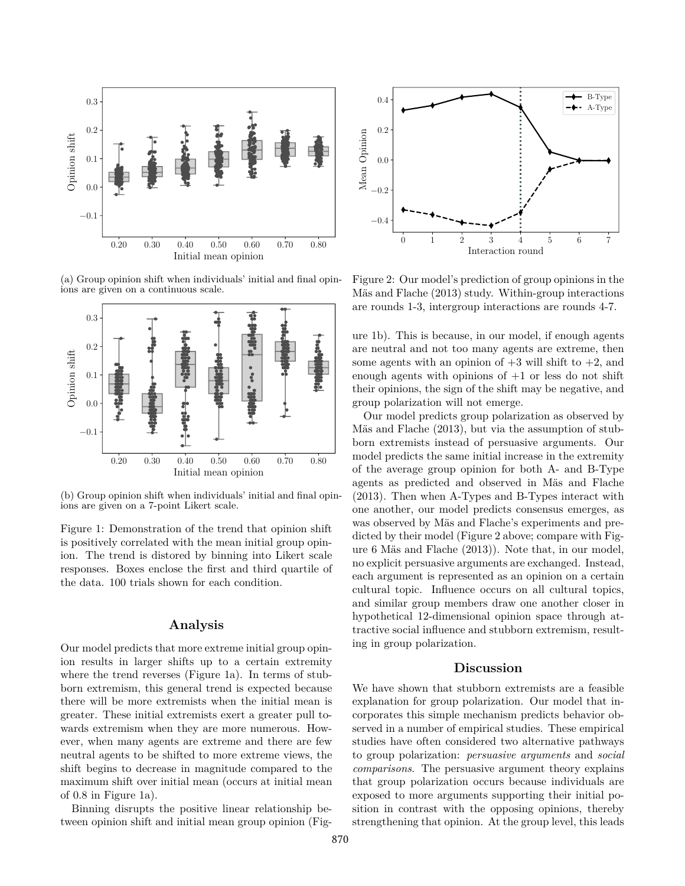(a) Group opinion shift when individuals' initial and final opinions are given on a continuous scale.

(b) Group opinion shift when individuals' initial and final opinions are given on a 7-point Likert scale.

Figure 1: Demonstration of the trend that opinion shift is positively correlated with the mean initial group opinion. The trend is distored by binning into Likert scale responses. Boxes enclose the first and third quartile of the data. 100 trials shown for each condition.

## Analysis

Our model predicts that more extreme initial group opinion results in larger shifts up to a certain extremity where the trend reverses (Figure 1a). In terms of stubborn extremism, this general trend is expected because there will be more extremists when the initial mean is greater. These initial extremists exert a greater pull towards extremism when they are more numerous. However, when many agents are extreme and there are few neutral agents to be shifted to more extreme views, the shift begins to decrease in magnitude compared to the maximum shift over initial mean (occurs at initial mean of 0.8 in Figure 1a).

Binning disrupts the positive linear relationship between opinion shift and initial mean group opinion (Figure 1b). This is because, in our model, if enough agents are neutral and not too many agents are extreme, then some agents with an opinion of $+3$ will shift to $+2$, and enough agents with opinions of $+1$ or less do not shift their opinions, the sign of the shift may be negative, and group polarization will not emerge.

Figure 2: Our model's prediction of group opinions in the Mäs and Flache (2013) study. Within-group interactions are rounds 1-3, intergroup interactions are rounds 4-7.

Our model predicts group polarization as observed by Mäs and Flache (2013), but via the assumption of stubborn extremists instead of persuasive arguments. Our model predicts the same initial increase in the extremity of the average group opinion for both A- and B-Type agents as predicted and observed in Mäs and Flache (2013). Then when A-Types and B-Types interact with one another, our model predicts consensus emerges, as was observed by Mäs and Flache's experiments and predicted by their model (Figure 2 above; compare with Figure 6 Mäs and Flache (2013)). Note that, in our model, no explicit persuasive arguments are exchanged. Instead, each argument is represented as an opinion on a certain cultural topic. Influence occurs on all cultural topics, and similar group members draw one another closer in hypothetical 12-dimensional opinion space through attractive social influence and stubborn extremism, resulting in group polarization.

## Discussion

We have shown that stubborn extremists are a feasible explanation for group polarization. Our model that incorporates this simple mechanism predicts behavior observed in a number of empirical studies. These empirical studies have often considered two alternative pathways to group polarization: *persuasive arguments* and *social comparisons*. The persuasive argument theory explains that group polarization occurs because individuals are exposed to more arguments supporting their initial position in contrast with the opposing opinions, thereby strengthening that opinion. At the group level, this leads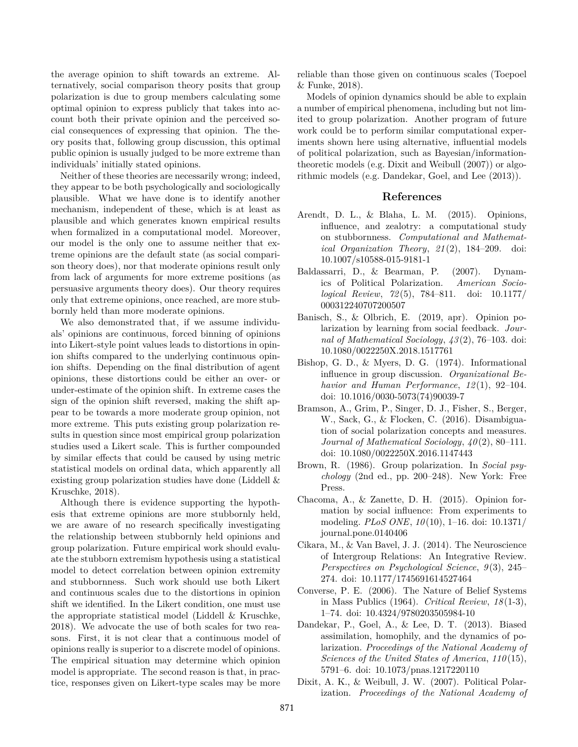the average opinion to shift towards an extreme. Alternatively, social comparison theory posits that group polarization is due to group members calculating some optimal opinion to express publicly that takes into account both their private opinion and the perceived social consequences of expressing that opinion. The theory posits that, following group discussion, this optimal public opinion is usually judged to be more extreme than individuals' initially stated opinions.

Neither of these theories are necessarily wrong; indeed, they appear to be both psychologically and sociologically plausible. What we have done is to identify another mechanism, independent of these, which is at least as plausible and which generates known empirical results when formalized in a computational model. Moreover, our model is the only one to assume neither that extreme opinions are the default state (as social comparison theory does), nor that moderate opinions result only from lack of arguments for more extreme positions (as persuasive arguments theory does). Our theory requires only that extreme opinions, once reached, are more stubbornly held than more moderate opinions.

We also demonstrated that, if we assume individuals' opinions are continuous, forced binning of opinions into Likert-style point values leads to distortions in opinion shifts compared to the underlying continuous opinion shifts. Depending on the final distribution of agent opinions, these distortions could be either an over- or under-estimate of the opinion shift. In extreme cases the sign of the opinion shift reversed, making the shift appear to be towards a more moderate group opinion, not more extreme. This puts existing group polarization results in question since most empirical group polarization studies used a Likert scale. This is further compounded by similar effects that could be caused by using metric statistical models on ordinal data, which apparently all existing group polarization studies have done (Liddell & Kruschke, 2018).

Although there is evidence supporting the hypothesis that extreme opinions are more stubbornly held, we are aware of no research specifically investigating the relationship between stubbornly held opinions and group polarization. Future empirical work should evaluate the stubborn extremism hypothesis using a statistical model to detect correlation between opinion extremity and stubbornness. Such work should use both Likert and continuous scales due to the distortions in opinion shift we identified. In the Likert condition, one must use the appropriate statistical model (Liddell & Kruschke, 2018). We advocate the use of both scales for two reasons. First, it is not clear that a continuous model of opinions really is superior to a discrete model of opinions. The empirical situation may determine which opinion model is appropriate. The second reason is that, in practice, responses given on Likert-type scales may be more reliable than those given on continuous scales (Toepoel & Funke, 2018).

Models of opinion dynamics should be able to explain a number of empirical phenomena, including but not limited to group polarization. Another program of future work could be to perform similar computational experiments shown here using alternative, influential models of political polarization, such as Bayesian/information-theoretic models (e.g. Dixit and Weibull (2007)) or algorithmic models (e.g. Dandekar, Goel, and Lee (2013)).

## References

Arendt, D. L., & Blaha, L. M. (2015). Opinions, influence, and zealotry: a computational study on stubbornness. *Computational and Mathematical Organization Theory*, *21*(2), 184–209. doi: 10.1007/s10588-015-9181-1

Baldassarri, D., & Bearman, P. (2007). Dynamics of Political Polarization. *American Sociological Review*, *72*(5), 784–811. doi: 10.1177/000312240707200507

Banisch, S., & Olbrich, E. (2019, apr). Opinion polarization by learning from social feedback. *Journal of Mathematical Sociology*, *43*(2), 76–103. doi: 10.1080/0022250X.2018.1517761

Bishop, G. D., & Myers, D. G. (1974). Informational influence in group discussion. *Organizational Behavior and Human Performance*, *12*(1), 92–104. doi: 10.1016/0030-5073(74)90039-7

Bramson, A., Grim, P., Singer, D. J., Fisher, S., Berger, W., Sack, G., & Flocken, C. (2016). Disambiguation of social polarization concepts and measures. *Journal of Mathematical Sociology*, *40*(2), 80–111. doi: 10.1080/0022250X.2016.1147443

Brown, R. (1986). Group polarization. In *Social psychology* (2nd ed., pp. 200–248). New York: Free Press.

Chacoma, A., & Zanette, D. H. (2015). Opinion formation by social influence: From experiments to modeling. *PLoS ONE*, *10*(10), 1–16. doi: 10.1371/journal.pone.0140406

Cikara, M., & Van Bavel, J. J. (2014). The Neuroscience of Intergroup Relations: An Integrative Review. *Perspectives on Psychological Science*, *9*(3), 245–274. doi: 10.1177/1745691614527464

Converse, P. E. (2006). The Nature of Belief Systems in Mass Publics (1964). *Critical Review*, *18*(1-3), 1–74. doi: 10.4324/9780203505984-10

Dandekar, P., Goel, A., & Lee, D. T. (2013). Biased assimilation, homophily, and the dynamics of polarization. *Proceedings of the National Academy of Sciences of the United States of America*, *110*(15), 5791–6. doi: 10.1073/pnas.1217220110

Dixit, A. K., & Weibull, J. W. (2007). Political Polarization. *Proceedings of the National Academy of*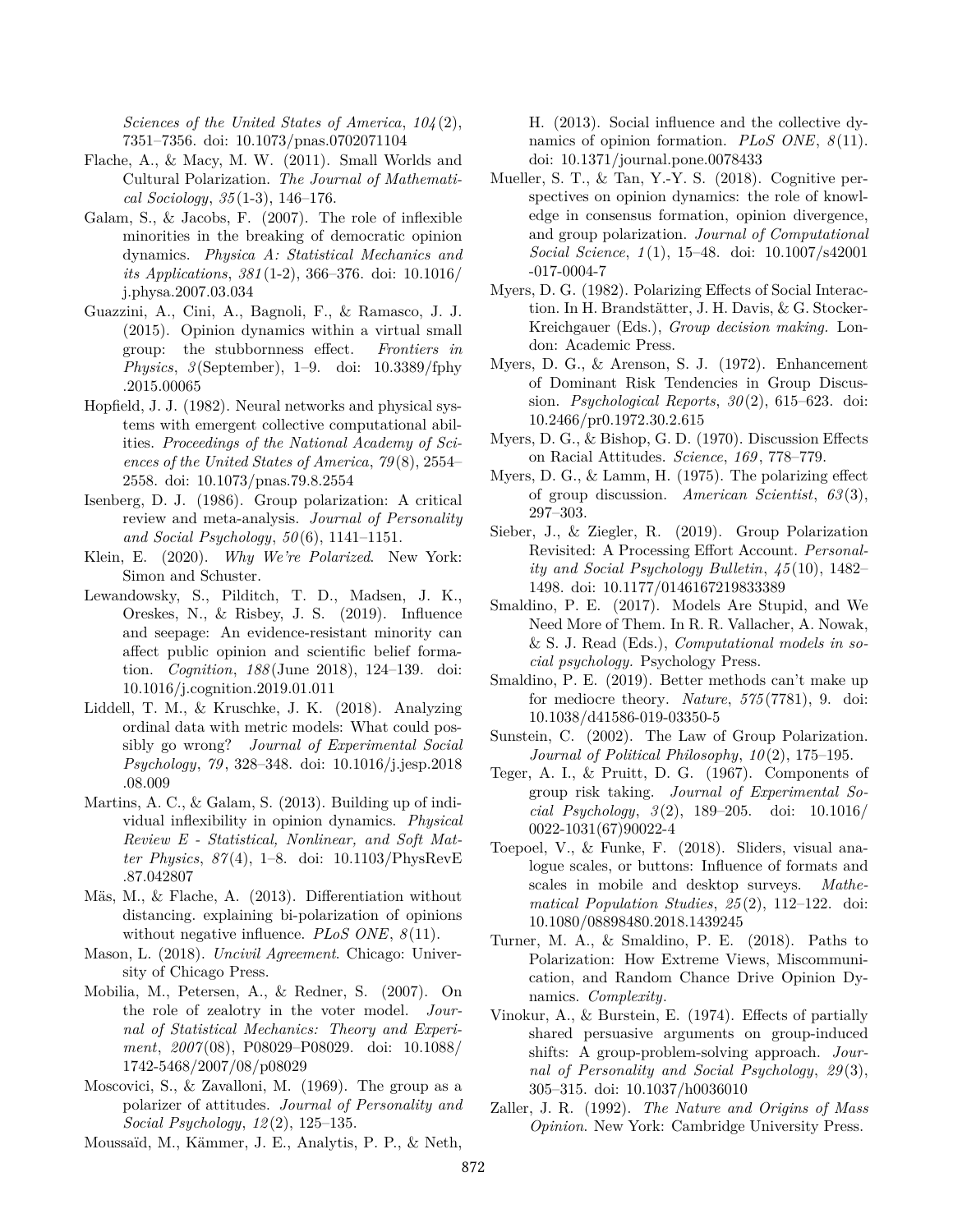Sciences of the United States of America*, *104*(2), 7351–7356. doi: 10.1073/pnas.0702071104

Flache, A., & Macy, M. W. (2011). Small Worlds and Cultural Polarization. *The Journal of Mathematical Sociology*, *35*(1-3), 146–176.

Galam, S., & Jacobs, F. (2007). The role of inflexible minorities in the breaking of democratic opinion dynamics. *Physica A: Statistical Mechanics and its Applications*, *381*(1-2), 366–376. doi: 10.1016/j.physa.2007.03.034

Guazzini, A., Cini, A., Bagnoli, F., & Ramasco, J. J. (2015). Opinion dynamics within a virtual small group: the stubbornness effect. *Frontiers in Physics*, *3*(September), 1–9. doi: 10.3389/fphy.2015.00065

Hopfield, J. J. (1982). Neural networks and physical systems with emergent collective computational abilities. *Proceedings of the National Academy of Sciences of the United States of America*, *79*(8), 2554–2558. doi: 10.1073/pnas.79.8.2554

Isenberg, D. J. (1986). Group polarization: A critical review and meta-analysis. *Journal of Personality and Social Psychology*, *50*(6), 1141–1151.

Klein, E. (2020). *Why We're Polarized*. New York: Simon and Schuster.

Lewandowsky, S., Pilditch, T. D., Madsen, J. K., Oreskes, N., & Risbey, J. S. (2019). Influence and seepage: An evidence-resistant minority can affect public opinion and scientific belief formation. *Cognition*, *188*(June 2018), 124–139. doi: 10.1016/j.cognition.2019.01.011

Liddell, T. M., & Kruschke, J. K. (2018). Analyzing ordinal data with metric models: What could possibly go wrong? *Journal of Experimental Social Psychology*, *79*, 328–348. doi: 10.1016/j.jesp.2018.08.009

Martins, A. C., & Galam, S. (2013). Building up of individual inflexibility in opinion dynamics. *Physical Review E - Statistical, Nonlinear, and Soft Matter Physics*, *87*(4), 1–8. doi: 10.1103/PhysRevE.87.042807

Mäs, M., & Flache, A. (2013). Differentiation without distancing. explaining bi-polarization of opinions without negative influence. *PLoS ONE*, *8*(11).

Mason, L. (2018). *Uncivil Agreement*. Chicago: University of Chicago Press.

Mobilia, M., Petersen, A., & Redner, S. (2007). On the role of zealotry in the voter model. *Journal of Statistical Mechanics: Theory and Experiment*, *2007*(08), P08029–P08029. doi: 10.1088/1742-5468/2007/08/p08029

Moscovici, S., & Zavalloni, M. (1969). The group as a polarizer of attitudes. *Journal of Personality and Social Psychology*, *12*(2), 125–135.

Moussaïd, M., Kämmer, J. E., Analytis, P. P., & Neth, H. (2013). Social influence and the collective dynamics of opinion formation. *PLoS ONE*, *8*(11). doi: 10.1371/journal.pone.0078433

Mueller, S. T., & Tan, Y.-Y. S. (2018). Cognitive perspectives on opinion dynamics: the role of knowledge in consensus formation, opinion divergence, and group polarization. *Journal of Computational Social Science*, *1*(1), 15–48. doi: 10.1007/s42001-017-0004-7

Myers, D. G. (1982). Polarizing Effects of Social Interaction. In H. Brandstätter, J. H. Davis, & G. Stocker-Kreichgauer (Eds.), *Group decision making*. London: Academic Press.

Myers, D. G., & Arenson, S. J. (1972). Enhancement of Dominant Risk Tendencies in Group Discussion. *Psychological Reports*, *30*(2), 615–623. doi: 10.2466/pr0.1972.30.2.615

Myers, D. G., & Bishop, G. D. (1970). Discussion Effects on Racial Attitudes. *Science*, *169*, 778–779.

Myers, D. G., & Lamm, H. (1975). The polarizing effect of group discussion. *American Scientist*, *63*(3), 297–303.

Sieber, J., & Ziegler, R. (2019). Group Polarization Revisited: A Processing Effort Account. *Personality and Social Psychology Bulletin*, *45*(10), 1482–1498. doi: 10.1177/0146167219833389

Smaldino, P. E. (2017). Models Are Stupid, and We Need More of Them. In R. R. Vallacher, A. Nowak, & S. J. Read (Eds.), *Computational models in social psychology*. Psychology Press.

Smaldino, P. E. (2019). Better methods can't make up for mediocre theory. *Nature*, *575*(7781), 9. doi: 10.1038/d41586-019-03350-5

Sunstein, C. (2002). The Law of Group Polarization. *Journal of Political Philosophy*, *10*(2), 175–195.

Teger, A. I., & Pruitt, D. G. (1967). Components of group risk taking. *Journal of Experimental Social Psychology*, *3*(2), 189–205. doi: 10.1016/0022-1031(67)90022-4

Toepoel, V., & Funke, F. (2018). Sliders, visual analogue scales, or buttons: Influence of formats and scales in mobile and desktop surveys. *Mathematical Population Studies*, *25*(2), 112–122. doi: 10.1080/08898480.2018.1439245

Turner, M. A., & Smaldino, P. E. (2018). Paths to Polarization: How Extreme Views, Miscommunication, and Random Chance Drive Opinion Dynamics. *Complexity*.

Vinokur, A., & Burstein, E. (1974). Effects of partially shared persuasive arguments on group-induced shifts: A group-problem-solving approach. *Journal of Personality and Social Psychology*, *29*(3), 305–315. doi: 10.1037/h0036010

Zaller, J. R. (1992). *The Nature and Origins of Mass Opinion*. New York: Cambridge University Press.